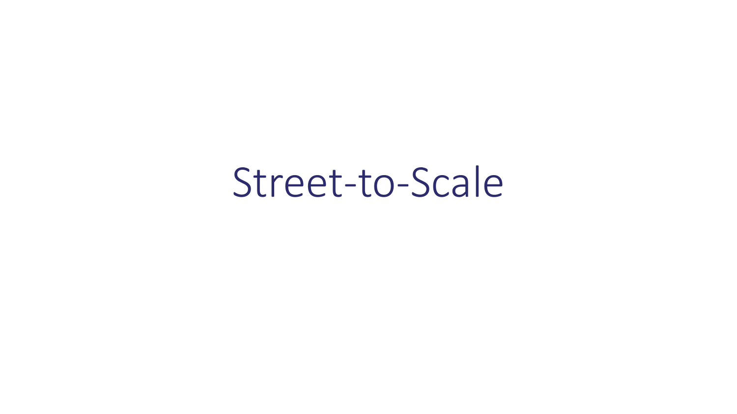# Street-to-Scale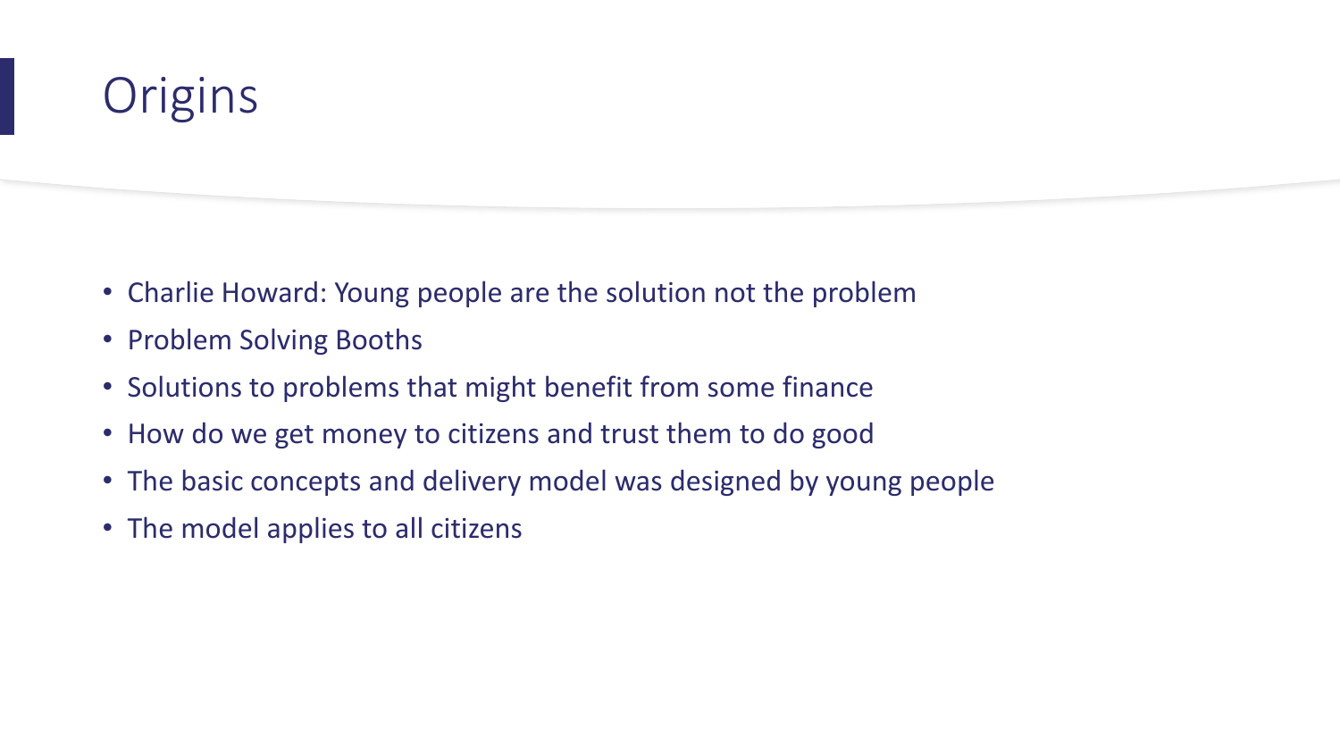# Origins

- Charlie Howard: Young people are the solution not the problem
- Problem Solving Booths
- Solutions to problems that might benefit from some finance
- How do we get money to citizens and trust them to do good
- The basic concepts and delivery model was designed by young people
- The model applies to all citizens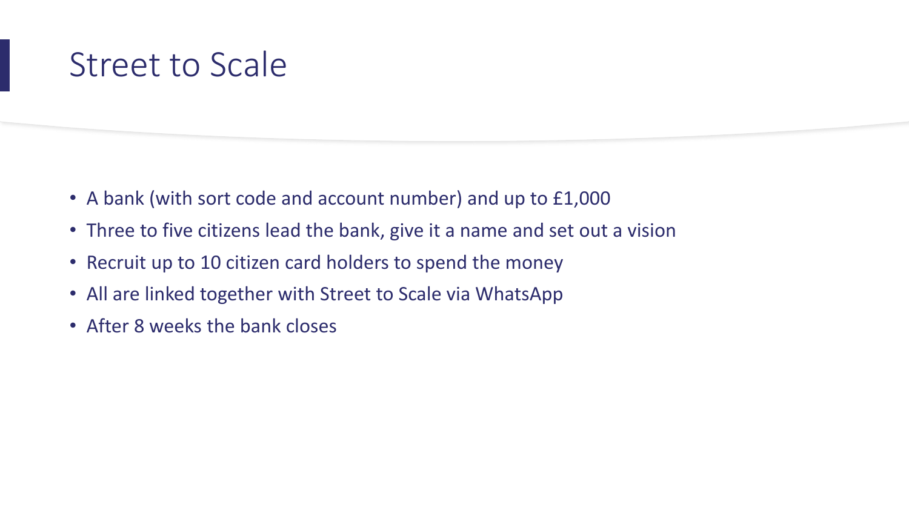# Street to Scale

- A bank (with sort code and account number) and up to £1,000
- Three to five citizens lead the bank, give it a name and set out a vision
- Recruit up to 10 citizen card holders to spend the money
- All are linked together with Street to Scale via WhatsApp
- After 8 weeks the bank closes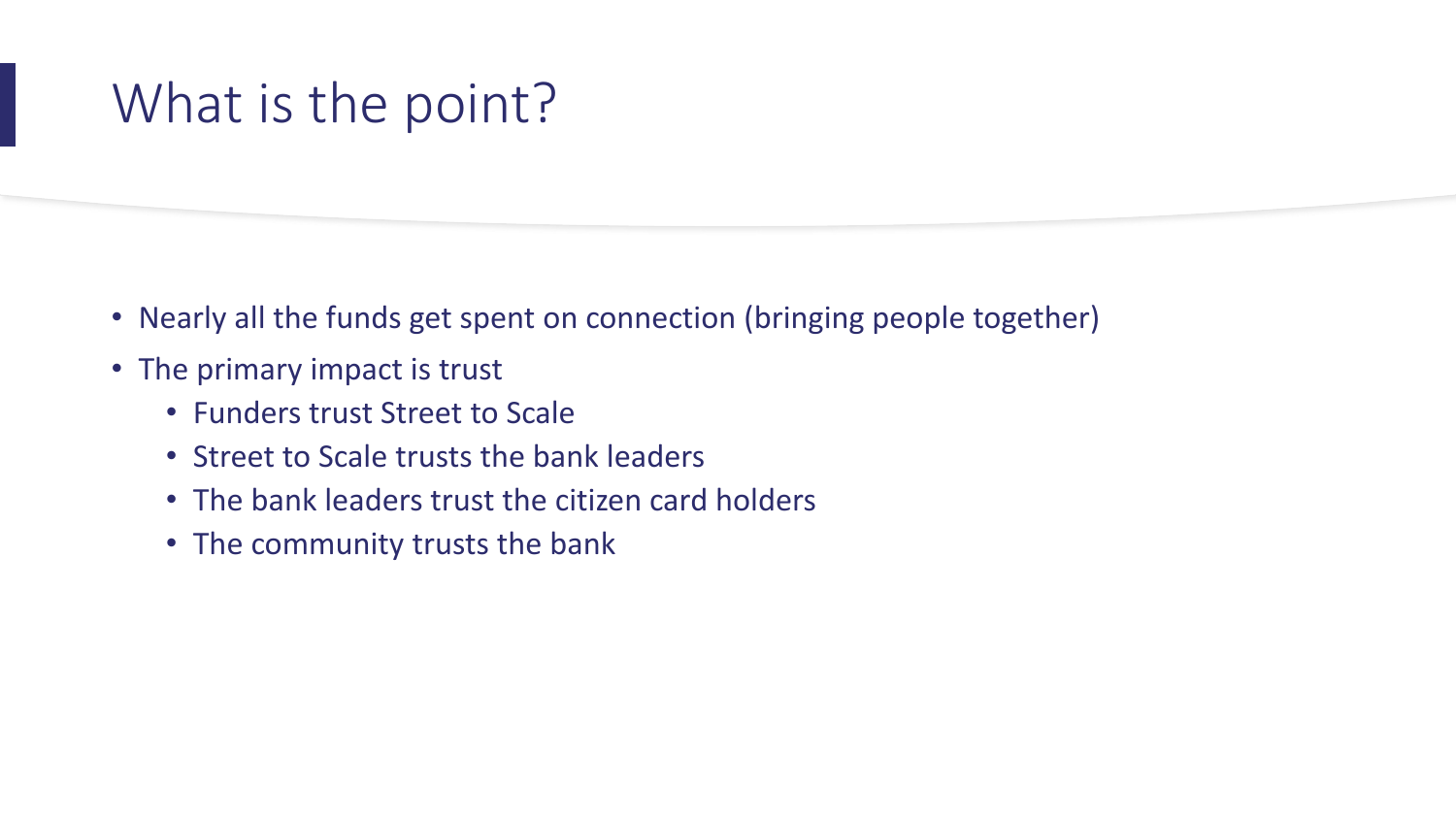# What is the point?

- Nearly all the funds get spent on connection (bringing people together)
- The primary impact is trust
  - Funders trust Street to Scale
  - Street to Scale trusts the bank leaders
  - The bank leaders trust the citizen card holders
  - The community trusts the bank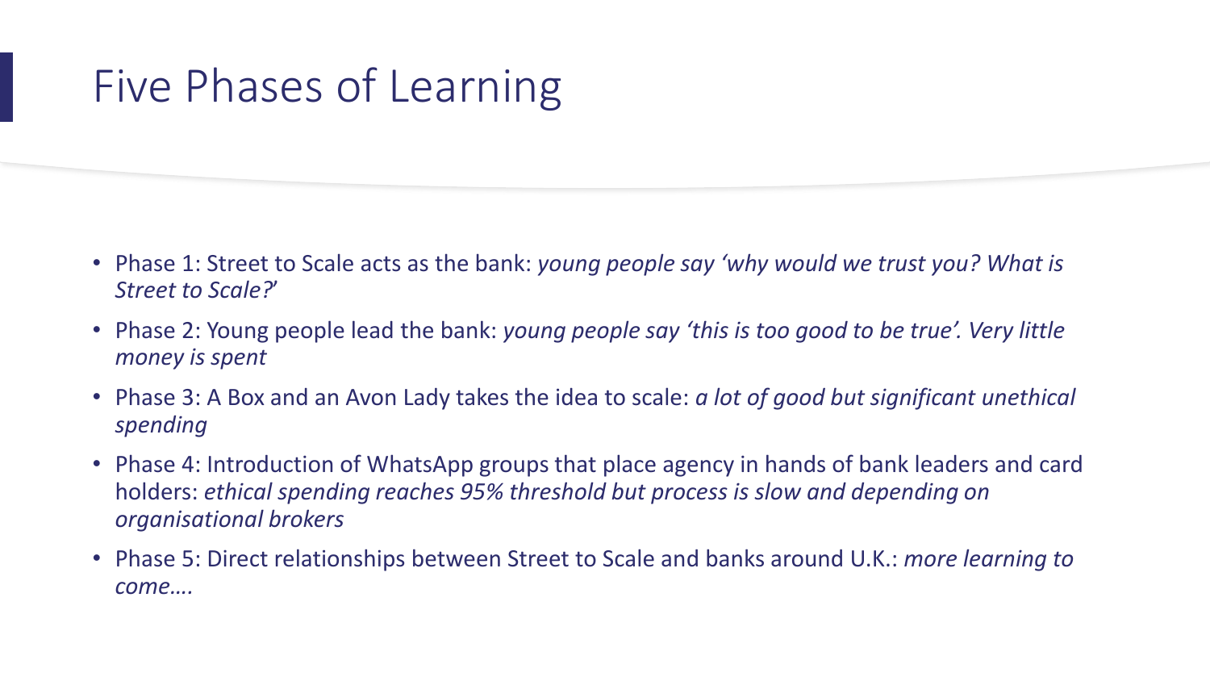# Five Phases of Learning

- Phase 1: Street to Scale acts as the bank: *young people say 'why would we trust you? What is Street to Scale?'*
- Phase 2: Young people lead the bank: *young people say 'this is too good to be true'. Very little money is spent*
- Phase 3: A Box and an Avon Lady takes the idea to scale: *a lot of good but significant unethical spending*
- Phase 4: Introduction of WhatsApp groups that place agency in hands of bank leaders and card holders: *ethical spending reaches 95% threshold but process is slow and depending on organisational brokers*
- Phase 5: Direct relationships between Street to Scale and banks around U.K.: *more learning to come….*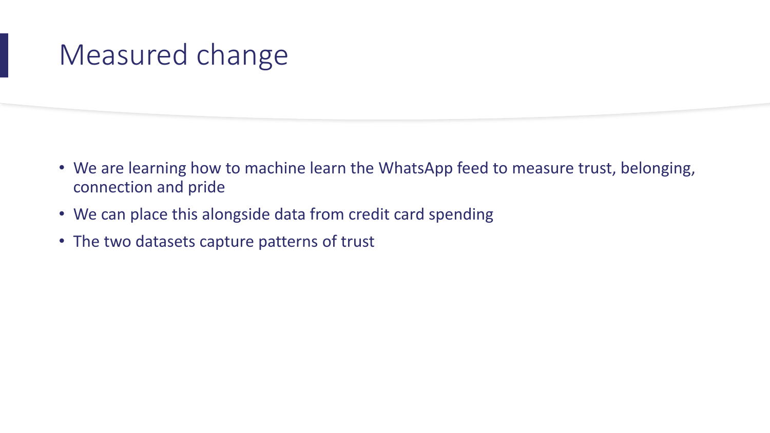# Measured change

- We are learning how to machine learn the WhatsApp feed to measure trust, belonging, connection and pride
- We can place this alongside data from credit card spending
- The two datasets capture patterns of trust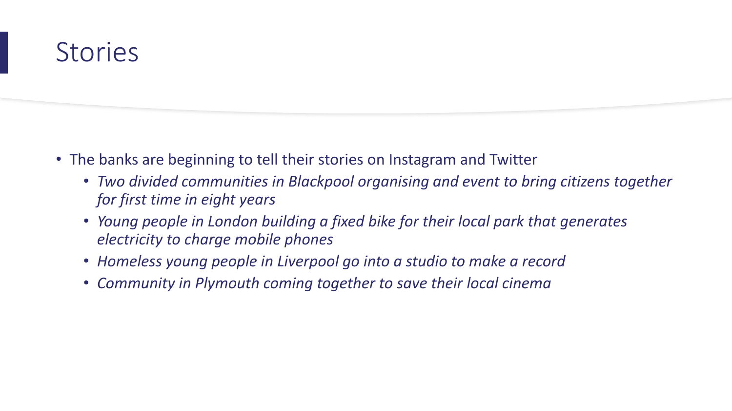# Stories

- The banks are beginning to tell their stories on Instagram and Twitter
  - *Two divided communities in Blackpool organising and event to bring citizens together for first time in eight years*
  - *Young people in London building a fixed bike for their local park that generates electricity to charge mobile phones*
  - *Homeless young people in Liverpool go into a studio to make a record*
  - *Community in Plymouth coming together to save their local cinema*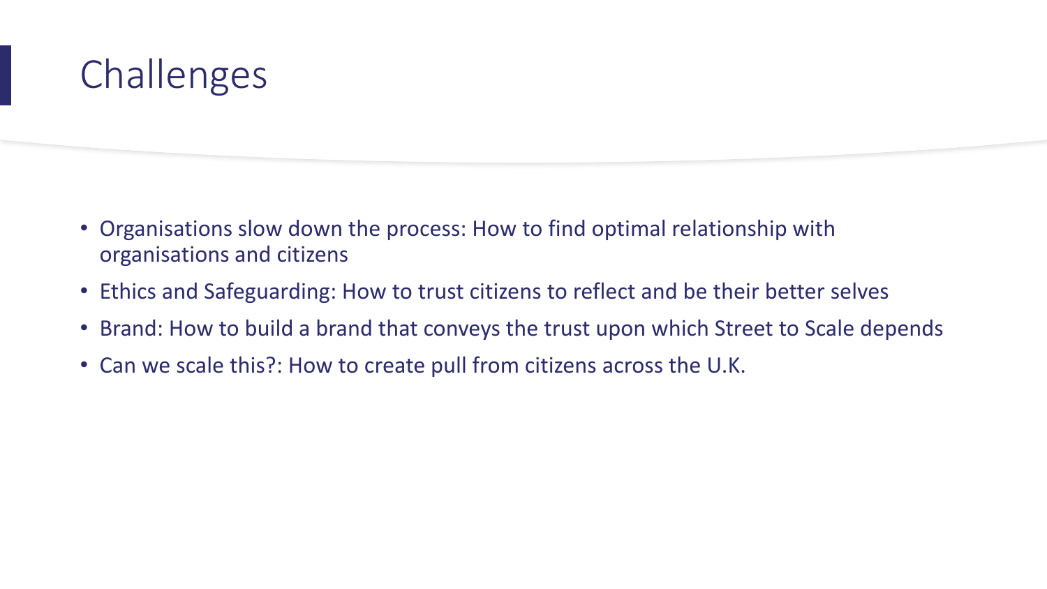# Challenges

- Organisations slow down the process: How to find optimal relationship with organisations and citizens
- Ethics and Safeguarding: How to trust citizens to reflect and be their better selves
- Brand: How to build a brand that conveys the trust upon which Street to Scale depends
- Can we scale this?: How to create pull from citizens across the U.K.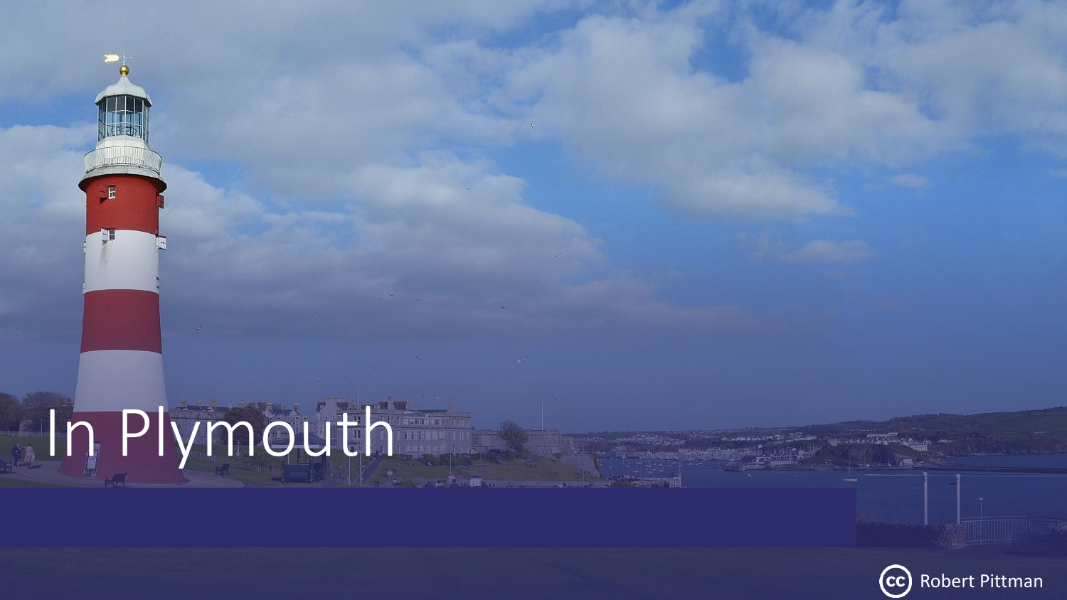# In Plymouth

Robert Pittman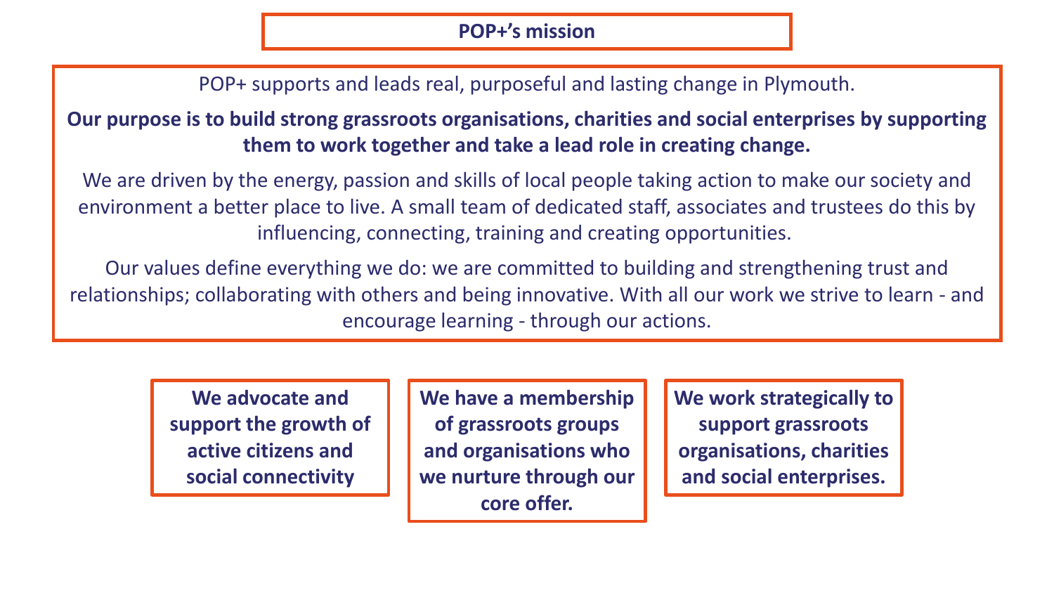# POP+'s mission

POP+ supports and leads real, purposeful and lasting change in Plymouth.

**Our purpose is to build strong grassroots organisations, charities and social enterprises by supporting them to work together and take a lead role in creating change.**

We are driven by the energy, passion and skills of local people taking action to make our society and environment a better place to live. A small team of dedicated staff, associates and trustees do this by influencing, connecting, training and creating opportunities.

Our values define everything we do: we are committed to building and strengthening trust and relationships; collaborating with others and being innovative. With all our work we strive to learn - and encourage learning - through our actions.

**We advocate and support the growth of active citizens and social connectivity**

**We have a membership of grassroots groups and organisations who we nurture through our core offer.**

**We work strategically to support grassroots organisations, charities and social enterprises.**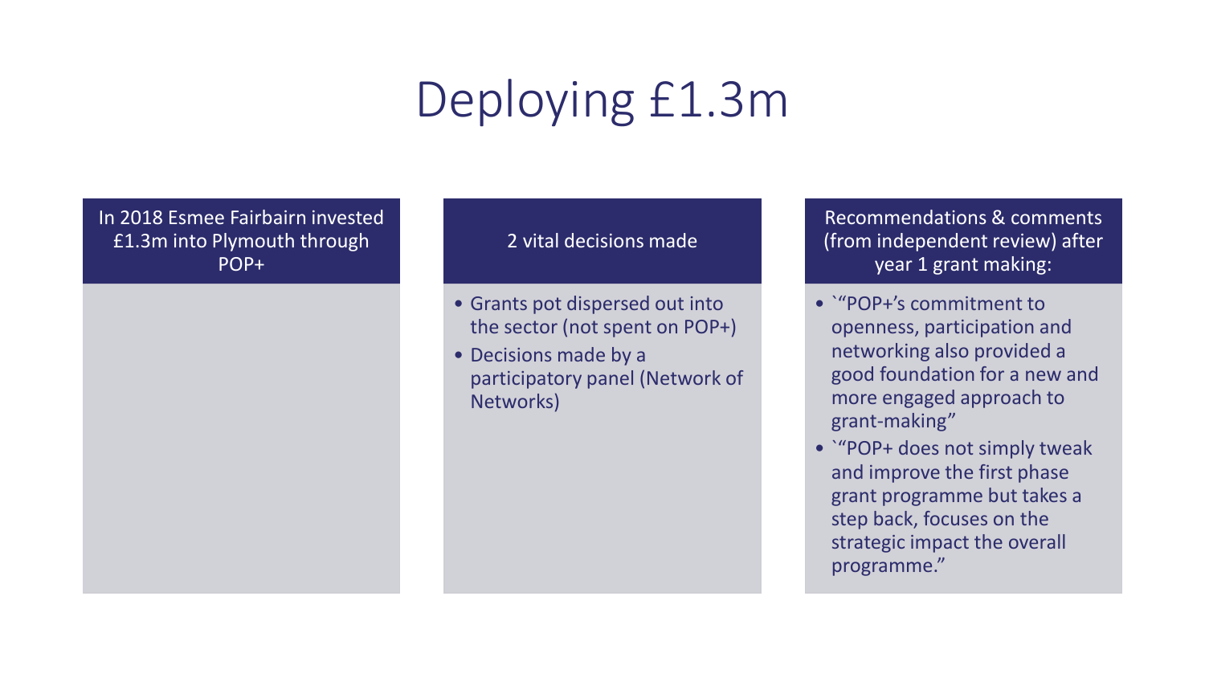# Deploying £1.3m

## In 2018 Esmee Fairbairn invested £1.3m into Plymouth through POP+

## 2 vital decisions made

- Grants pot dispersed out into the sector (not spent on POP+)
- Decisions made by a participatory panel (Network of Networks)

## Recommendations & comments (from independent review) after year 1 grant making:

- `"POP+'s commitment to openness, participation and networking also provided a good foundation for a new and more engaged approach to grant-making"
- `"POP+ does not simply tweak and improve the first phase grant programme but takes a step back, focuses on the strategic impact the overall programme."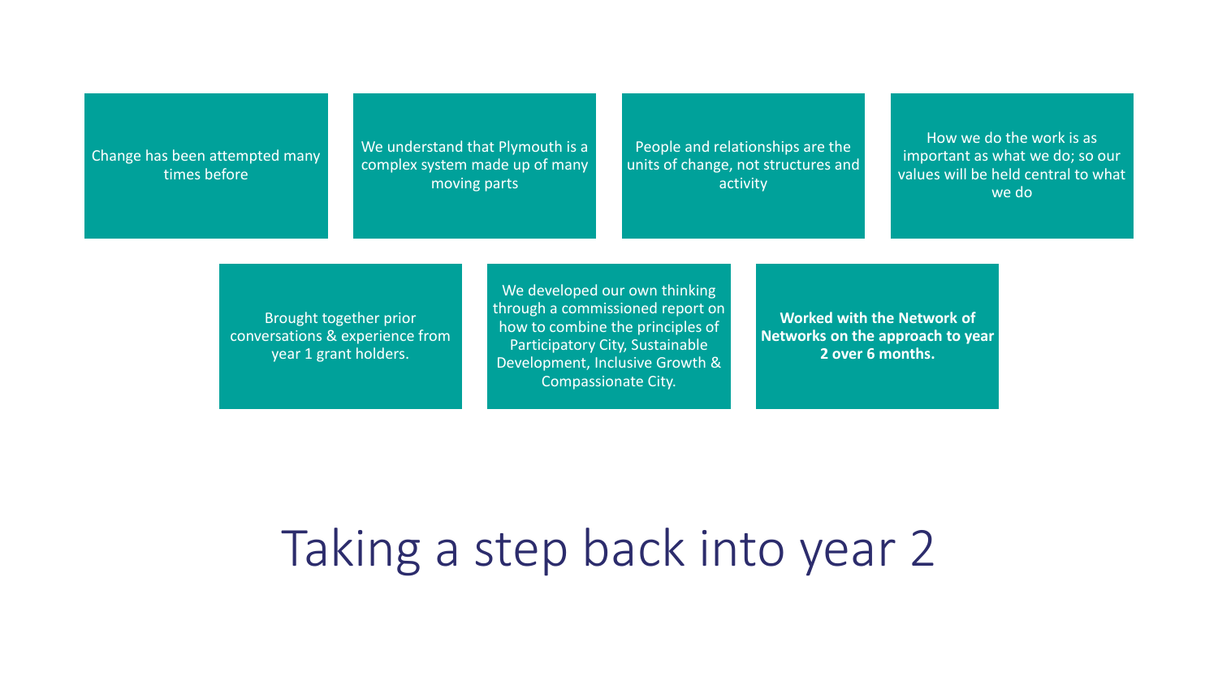# Taking a step back into year 2

- Change has been attempted many times before
- We understand that Plymouth is a complex system made up of many moving parts
- People and relationships are the units of change, not structures and activity
- How we do the work is as important as what we do; so our values will be held central to what we do
- Brought together prior conversations & experience from year 1 grant holders.
- We developed our own thinking through a commissioned report on how to combine the principles of Participatory City, Sustainable Development, Inclusive Growth & Compassionate City.
- **Worked with the Network of Networks on the approach to year 2 over 6 months.**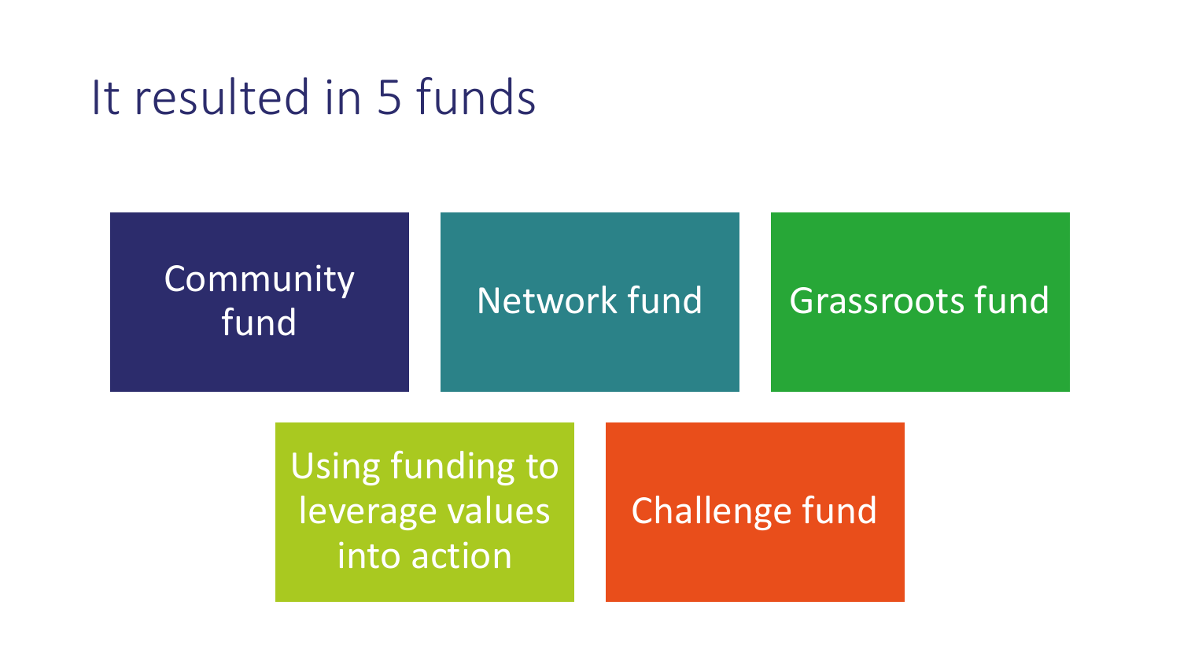# It resulted in 5 funds

- Community fund
- Network fund
- Grassroots fund
- Using funding to leverage values into action
- Challenge fund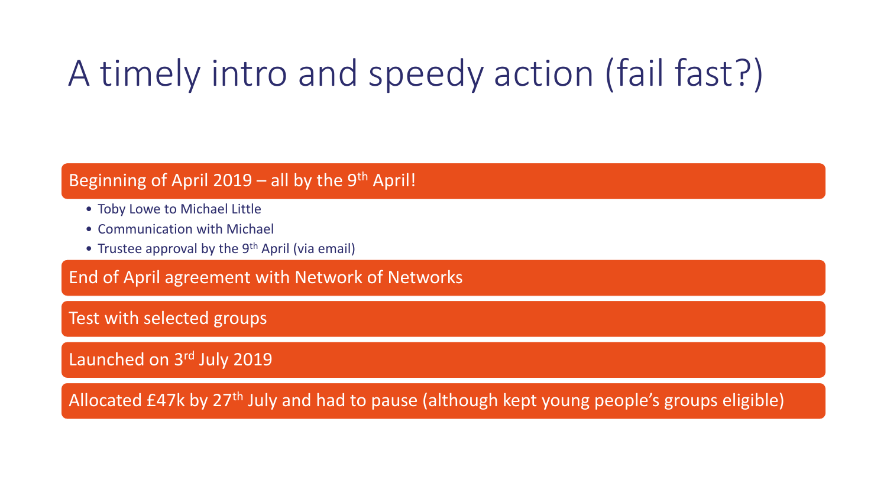# A timely intro and speedy action (fail fast?)

**Beginning of April 2019 – all by the 9th April!**

- Toby Lowe to Michael Little
- Communication with Michael
- Trustee approval by the 9th April (via email)

**End of April agreement with Network of Networks**

**Test with selected groups**

**Launched on 3rd July 2019**

**Allocated £47k by 27th July and had to pause (although kept young people's groups eligible)**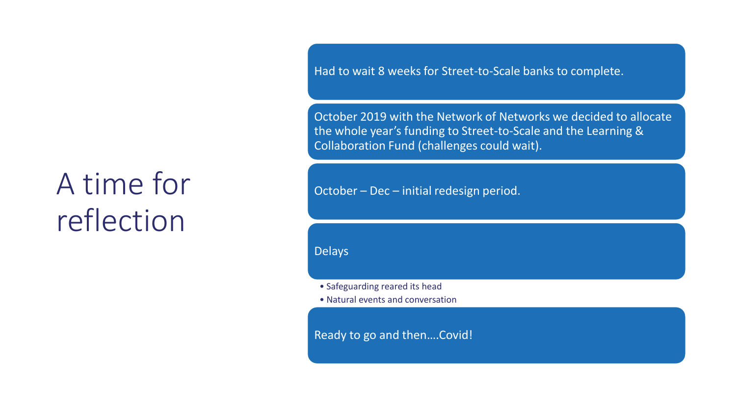# A time for reflection

- Had to wait 8 weeks for Street-to-Scale banks to complete.
- October 2019 with the Network of Networks we decided to allocate the whole year's funding to Street-to-Scale and the Learning & Collaboration Fund (challenges could wait).
- October – Dec – initial redesign period.
- Delays
  - Safeguarding reared its head
  - Natural events and conversation
- Ready to go and then....Covid!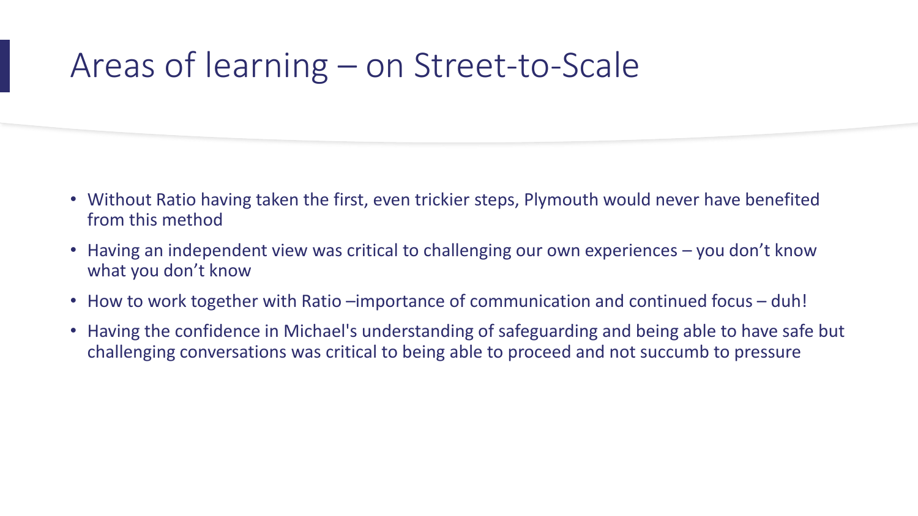# Areas of learning – on Street-to-Scale

- Without Ratio having taken the first, even trickier steps, Plymouth would never have benefited from this method
- Having an independent view was critical to challenging our own experiences – you don't know what you don't know
- How to work together with Ratio –importance of communication and continued focus – duh!
- Having the confidence in Michael's understanding of safeguarding and being able to have safe but challenging conversations was critical to being able to proceed and not succumb to pressure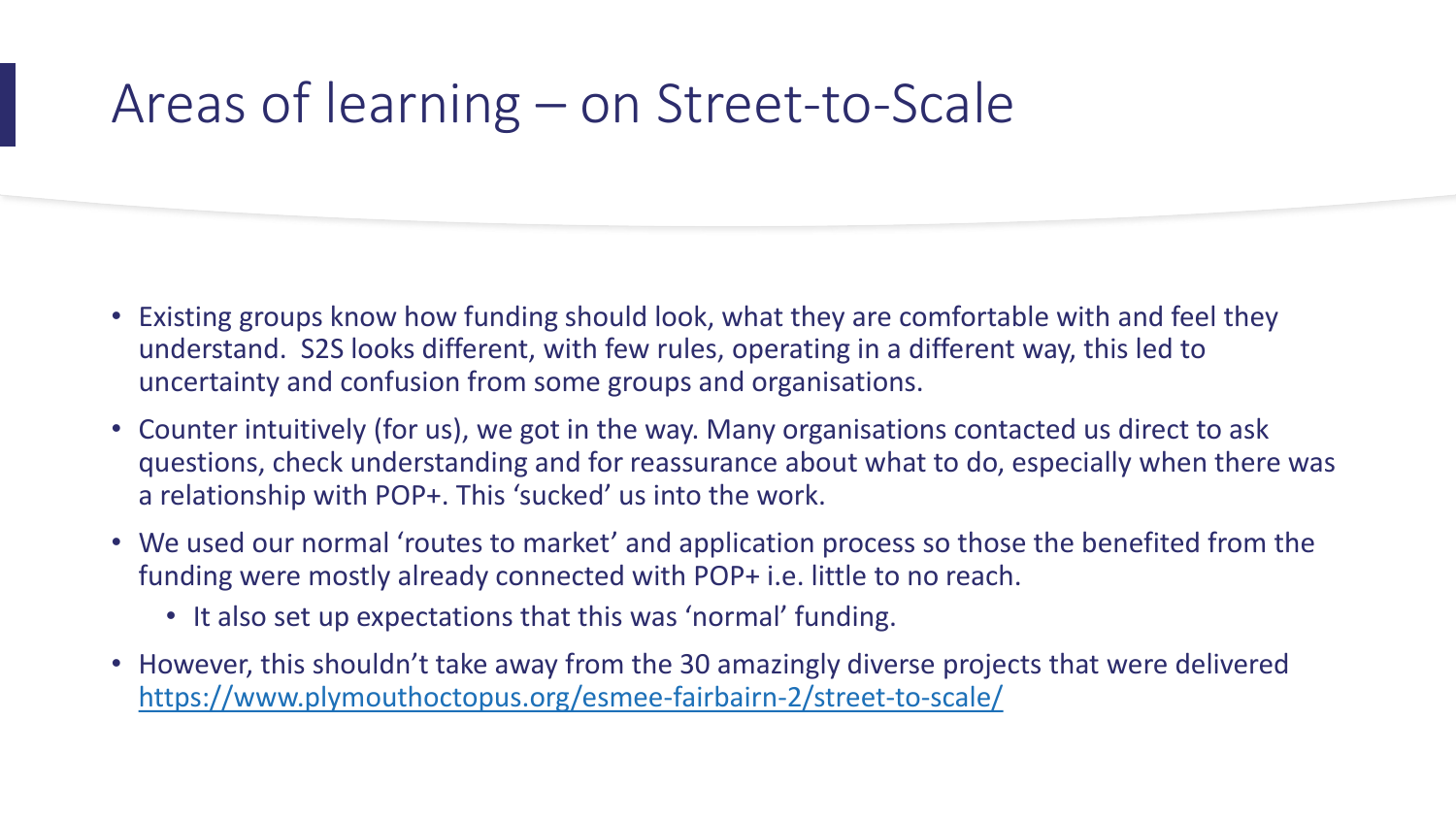# Areas of learning – on Street-to-Scale

- Existing groups know how funding should look, what they are comfortable with and feel they understand. S2S looks different, with few rules, operating in a different way, this led to uncertainty and confusion from some groups and organisations.
- Counter intuitively (for us), we got in the way. Many organisations contacted us direct to ask questions, check understanding and for reassurance about what to do, especially when there was a relationship with POP+. This 'sucked' us into the work.
- We used our normal 'routes to market' and application process so those the benefited from the funding were mostly already connected with POP+ i.e. little to no reach.
  - It also set up expectations that this was 'normal' funding.
- However, this shouldn't take away from the 30 amazingly diverse projects that were delivered [https://www.plymouthoctopus.org/esmee-fairbairn-2/street-to-scale/](https://www.plymouthoctopus.org/esmee-fairbairn-2/street-to-scale/)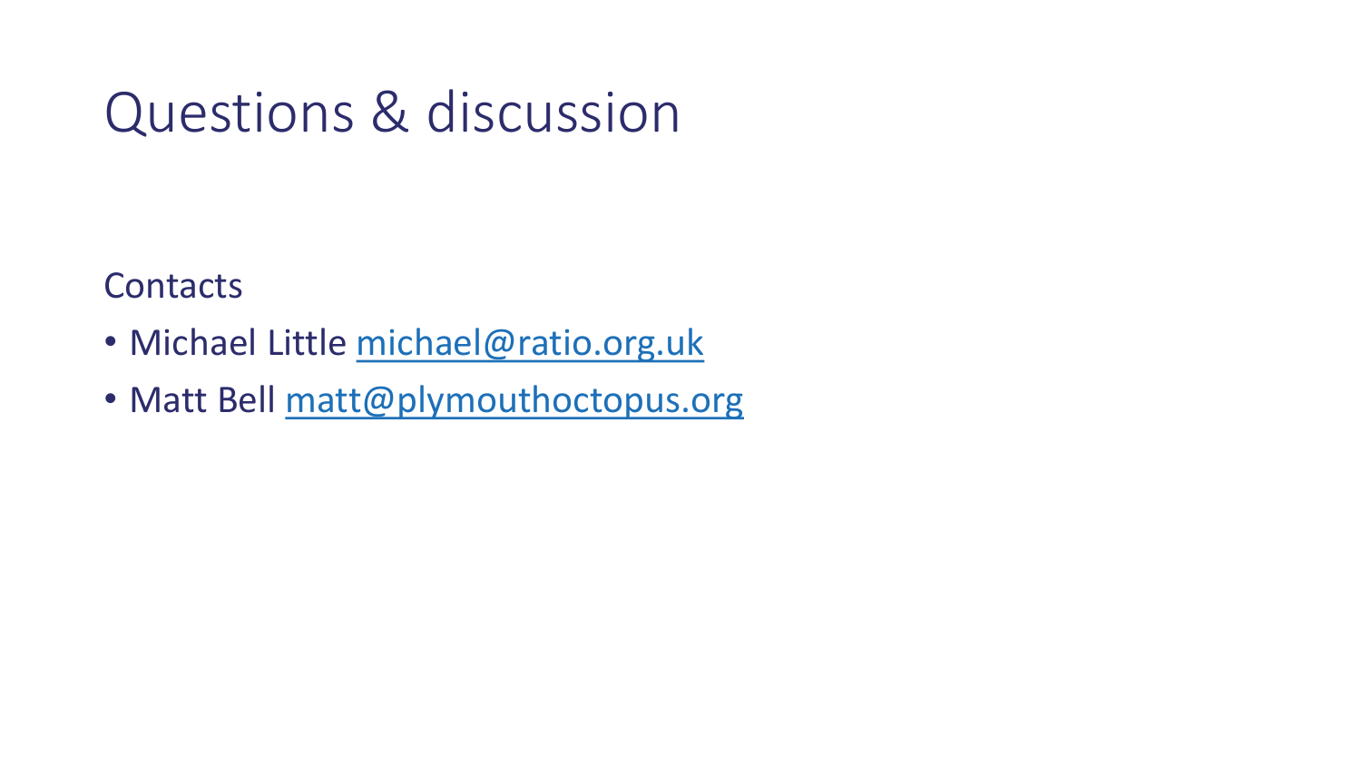# Questions & discussion

Contacts

- Michael Little michael@ratio.org.uk
- Matt Bell matt@plymouthoctopus.org